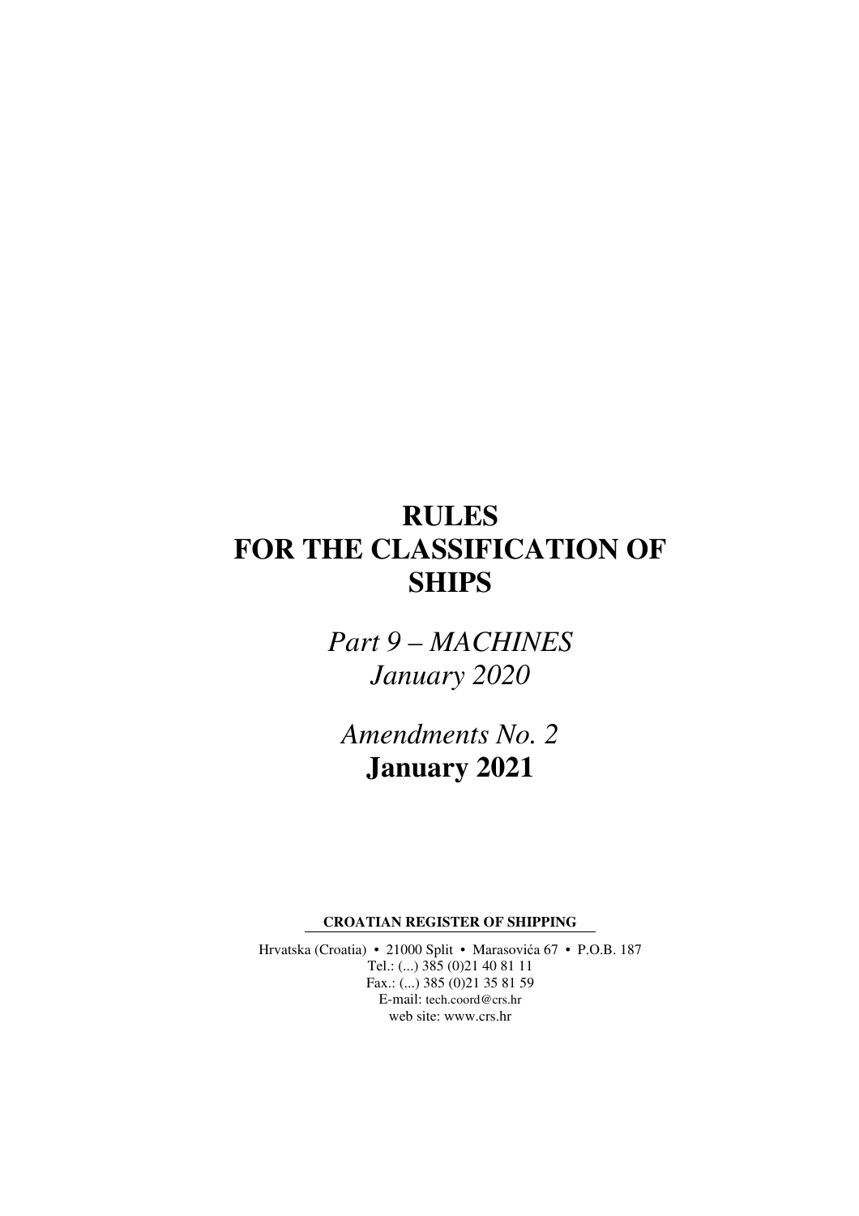# RULES FOR THE CLASSIFICATION OF SHIPS

*Part 9 – MACHINES*
*January 2020*

*Amendments No. 2*
**January 2021**

**CROATIAN REGISTER OF SHIPPING**

Hrvatska (Croatia) • 21000 Split • Marasovića 67 • P.O.B. 187
Tel.: (...) 385 (0)21 40 81 11
Fax.: (...) 385 (0)21 35 81 59
E-mail: tech.coord@crs.hr
web site: www.crs.hr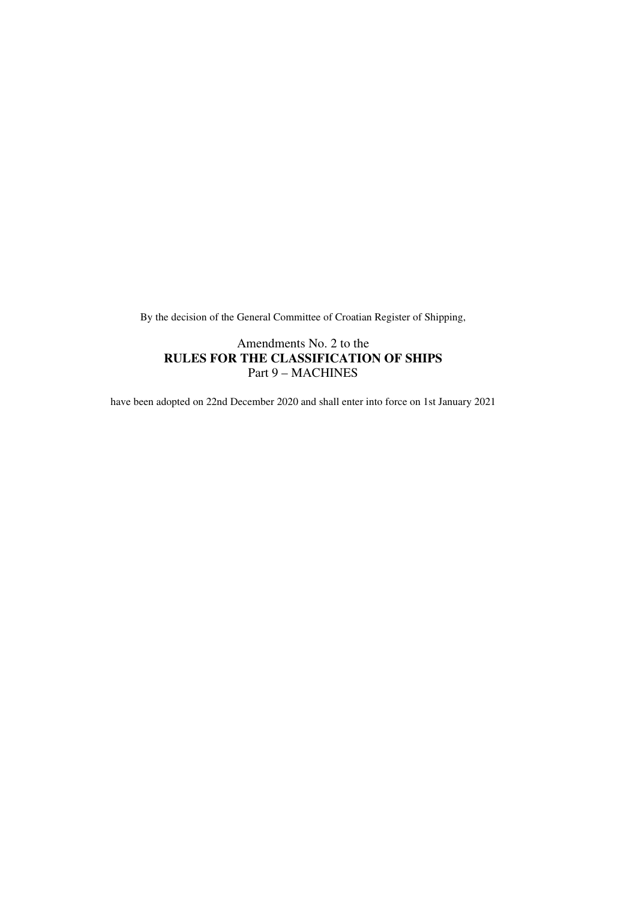By the decision of the General Committee of Croatian Register of Shipping,

Amendments No. 2 to the
**RULES FOR THE CLASSIFICATION OF SHIPS**
Part 9 – MACHINES

have been adopted on 22nd December 2020 and shall enter into force on 1st January 2021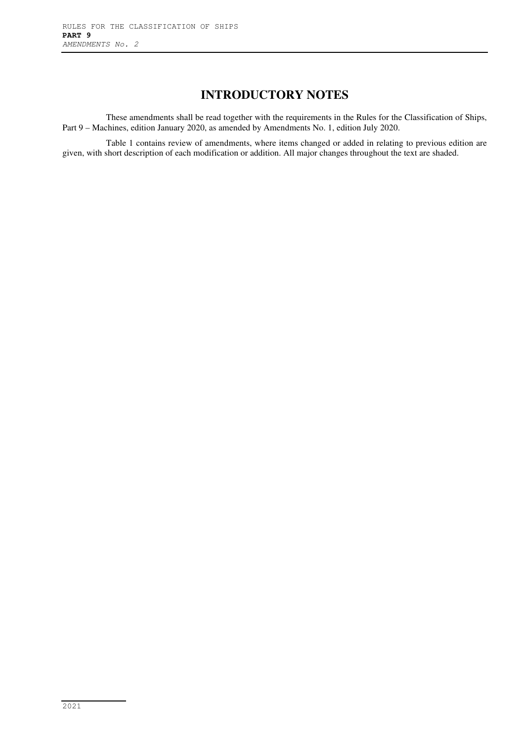# INTRODUCTORY NOTES

These amendments shall be read together with the requirements in the Rules for the Classification of Ships, Part 9 – Machines, edition January 2020, as amended by Amendments No. 1, edition July 2020.

Table 1 contains review of amendments, where items changed or added in relating to previous edition are given, with short description of each modification or addition. All major changes throughout the text are shaded.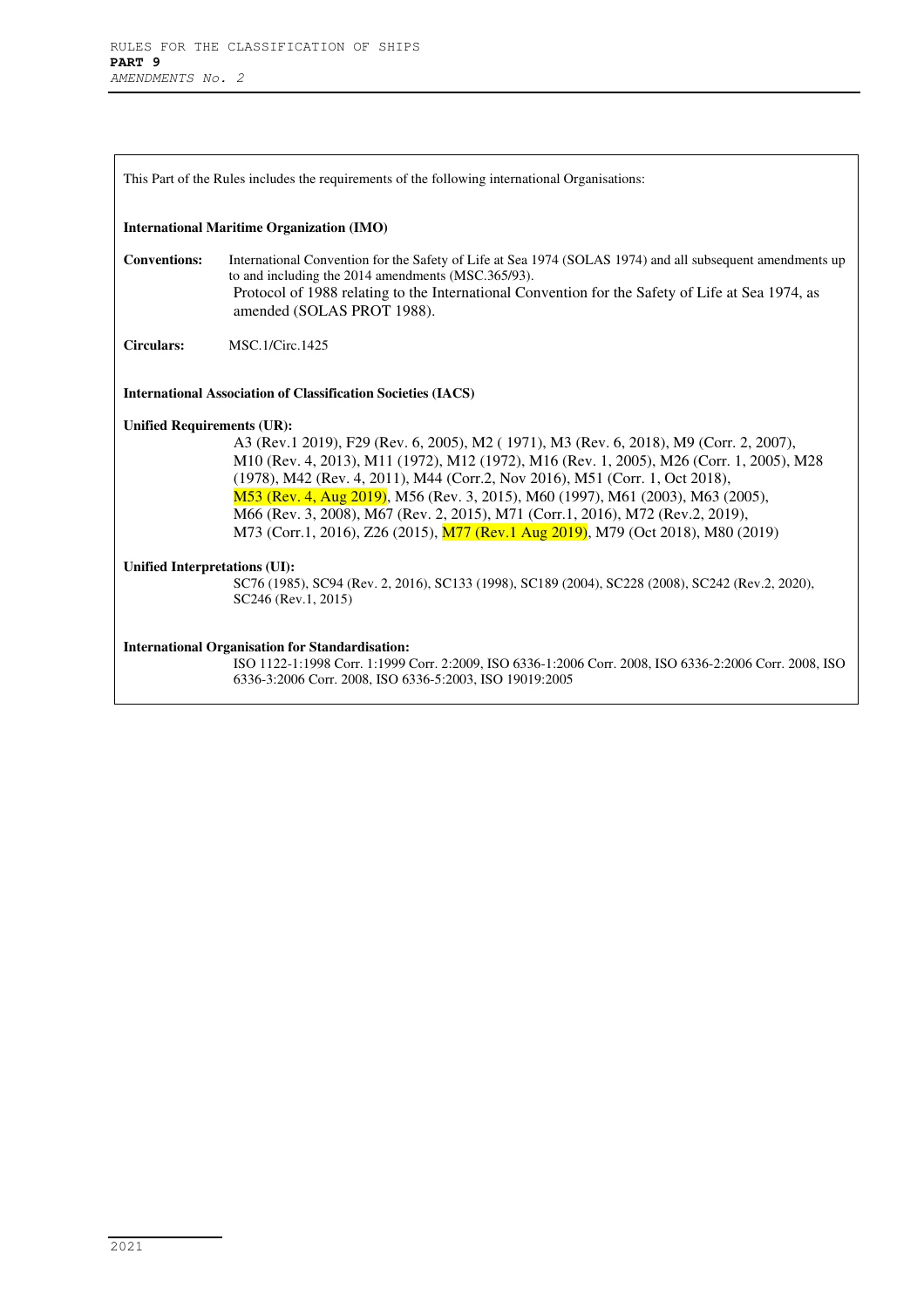This Part of the Rules includes the requirements of the following international Organisations:

**International Maritime Organization (IMO)**

**Conventions:** International Convention for the Safety of Life at Sea 1974 (SOLAS 1974) and all subsequent amendments up to and including the 2014 amendments (MSC.365/93).
Protocol of 1988 relating to the International Convention for the Safety of Life at Sea 1974, as amended (SOLAS PROT 1988).

**Circulars:** MSC.1/Circ.1425

**International Association of Classification Societies (IACS)**

**Unified Requirements (UR):**
A3 (Rev.1 2019), F29 (Rev. 6, 2005), M2 ( 1971), M3 (Rev. 6, 2018), M9 (Corr. 2, 2007), M10 (Rev. 4, 2013), M11 (1972), M12 (1972), M16 (Rev. 1, 2005), M26 (Corr. 1, 2005), M28 (1978), M42 (Rev. 4, 2011), M44 (Corr.2, Nov 2016), M51 (Corr. 1, Oct 2018), M53 (Rev. 4, Aug 2019), M56 (Rev. 3, 2015), M60 (1997), M61 (2003), M63 (2005), M66 (Rev. 3, 2008), M67 (Rev. 2, 2015), M71 (Corr.1, 2016), M72 (Rev.2, 2019), M73 (Corr.1, 2016), Z26 (2015), M77 (Rev.1 Aug 2019), M79 (Oct 2018), M80 (2019)

**Unified Interpretations (UI):**
SC76 (1985), SC94 (Rev. 2, 2016), SC133 (1998), SC189 (2004), SC228 (2008), SC242 (Rev.2, 2020), SC246 (Rev.1, 2015)

**International Organisation for Standardisation:**
ISO 1122-1:1998 Corr. 1:1999 Corr. 2:2009, ISO 6336-1:2006 Corr. 2008, ISO 6336-2:2006 Corr. 2008, ISO 6336-3:2006 Corr. 2008, ISO 6336-5:2003, ISO 19019:2005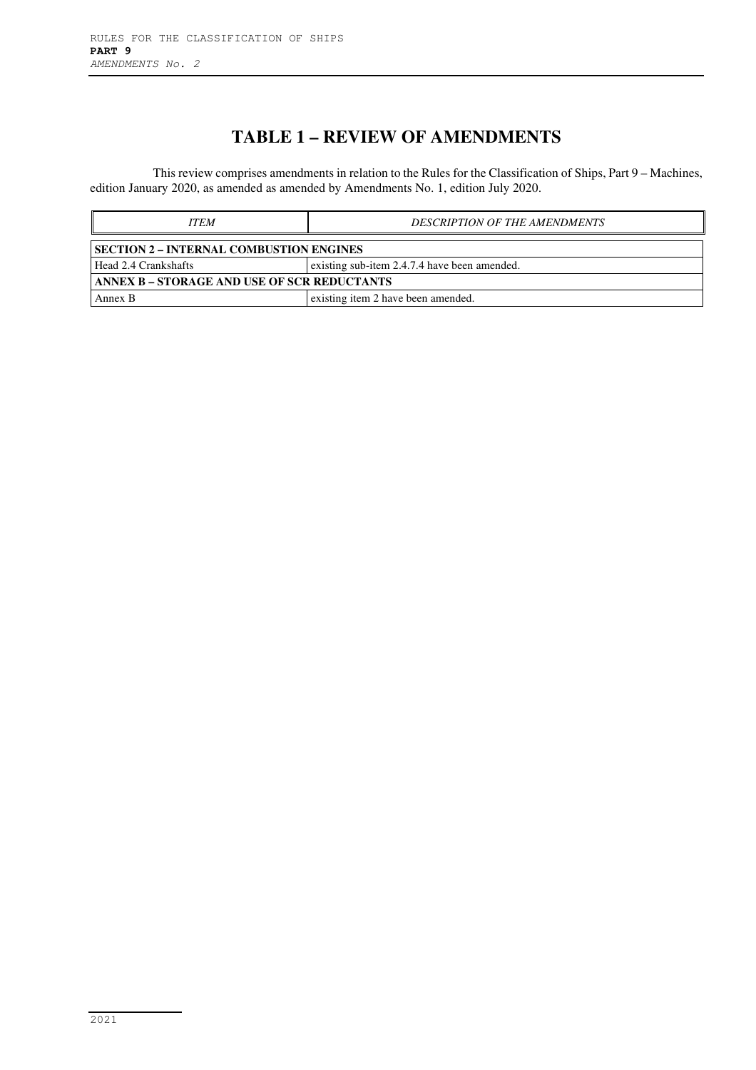# TABLE 1 – REVIEW OF AMENDMENTS

This review comprises amendments in relation to the Rules for the Classification of Ships, Part 9 – Machines, edition January 2020, as amended as amended by Amendments No. 1, edition July 2020.

| *ITEM* | *DESCRIPTION OF THE AMENDMENTS* |
|---|---|
| **SECTION 2 – INTERNAL COMBUSTION ENGINES** | |
| Head 2.4 Crankshafts | existing sub-item 2.4.7.4 have been amended. |
| **ANNEX B – STORAGE AND USE OF SCR REDUCTANTS** | |
| Annex B | existing item 2 have been amended. |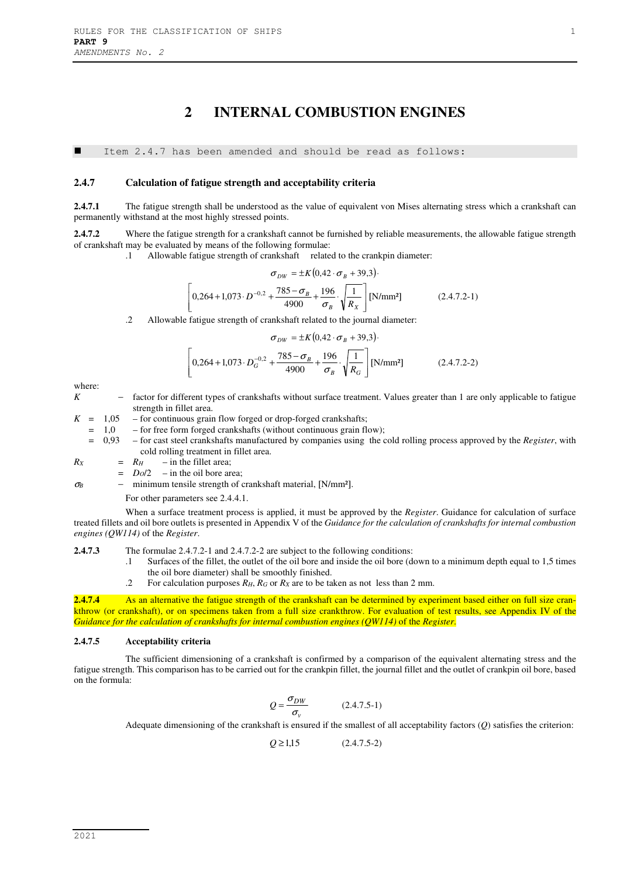# 2 INTERNAL COMBUSTION ENGINES

■ Item 2.4.7 has been amended and should be read as follows:

### 2.4.7 Calculation of fatigue strength and acceptability criteria

**2.4.7.1** The fatigue strength shall be understood as the value of equivalent von Mises alternating stress which a crankshaft can permanently withstand at the most highly stressed points.

**2.4.7.2** Where the fatigue strength for a crankshaft cannot be furnished by reliable measurements, the allowable fatigue strength of crankshaft may be evaluated by means of the following formulae:

.1 Allowable fatigue strength of crankshaft related to the crankpin diameter:

$$\sigma_{DW} = \pm K(0{,}42 \cdot \sigma_B + 39{,}3) \cdot \left[0{,}264 + 1{,}073 \cdot D^{-0{,}2} + \frac{785 - \sigma_B}{4900} + \frac{196}{\sigma_B} \cdot \sqrt{\frac{1}{R_X}}\right] \text{[N/mm²]} \qquad (2.4.7.2\text{-}1)$$

.2 Allowable fatigue strength of crankshaft related to the journal diameter:

$$\sigma_{DW} = \pm K(0{,}42 \cdot \sigma_B + 39{,}3) \cdot \left[0{,}264 + 1{,}073 \cdot D_G^{-0{,}2} + \frac{785 - \sigma_B}{4900} + \frac{196}{\sigma_B} \cdot \sqrt{\frac{1}{R_G}}\right] \text{[N/mm²]} \qquad (2.4.7.2\text{-}2)$$

where:

$K$ – factor for different types of crankshafts without surface treatment. Values greater than 1 are only applicable to fatigue strength in fillet area.

$K$ = 1,05 – for continuous grain flow forged or drop-forged crankshafts;
= 1,0 – for free form forged crankshafts (without continuous grain flow);
= 0,93 – for cast steel crankshafts manufactured by companies using the cold rolling process approved by the *Register*, with cold rolling treatment in fillet area.

$R_X$ = $R_H$ – in the fillet area;
= $D_O/2$ – in the oil bore area;

$\sigma_B$ – minimum tensile strength of crankshaft material, [N/mm²].

For other parameters see 2.4.4.1.

When a surface treatment process is applied, it must be approved by the *Register*. Guidance for calculation of surface treated fillets and oil bore outlets is presented in Appendix V of the *Guidance for the calculation of crankshafts for internal combustion engines (QW114)* of the *Register*.

**2.4.7.3** The formulae 2.4.7.2-1 and 2.4.7.2-2 are subject to the following conditions:

.1 Surfaces of the fillet, the outlet of the oil bore and inside the oil bore (down to a minimum depth equal to 1,5 times the oil bore diameter) shall be smoothly finished.

.2 For calculation purposes $R_H$, $R_G$ or $R_X$ are to be taken as not less than 2 mm.

**2.4.7.4** As an alternative the fatigue strength of the crankshaft can be determined by experiment based either on full size crankthrow (or crankshaft), or on specimens taken from a full size crankthrow. For evaluation of test results, see Appendix IV of the *Guidance for the calculation of crankshafts for internal combustion engines (QW114)* of the *Register*.

### 2.4.7.5 Acceptability criteria

The sufficient dimensioning of a crankshaft is confirmed by a comparison of the equivalent alternating stress and the fatigue strength. This comparison has to be carried out for the crankpin fillet, the journal fillet and the outlet of crankpin oil bore, based on the formula:

$$Q = \frac{\sigma_{DW}}{\sigma_v} \qquad (2.4.7.5\text{-}1)$$

Adequate dimensioning of the crankshaft is ensured if the smallest of all acceptability factors ($Q$) satisfies the criterion:

$$Q \geq 1{,}15 \qquad (2.4.7.5\text{-}2)$$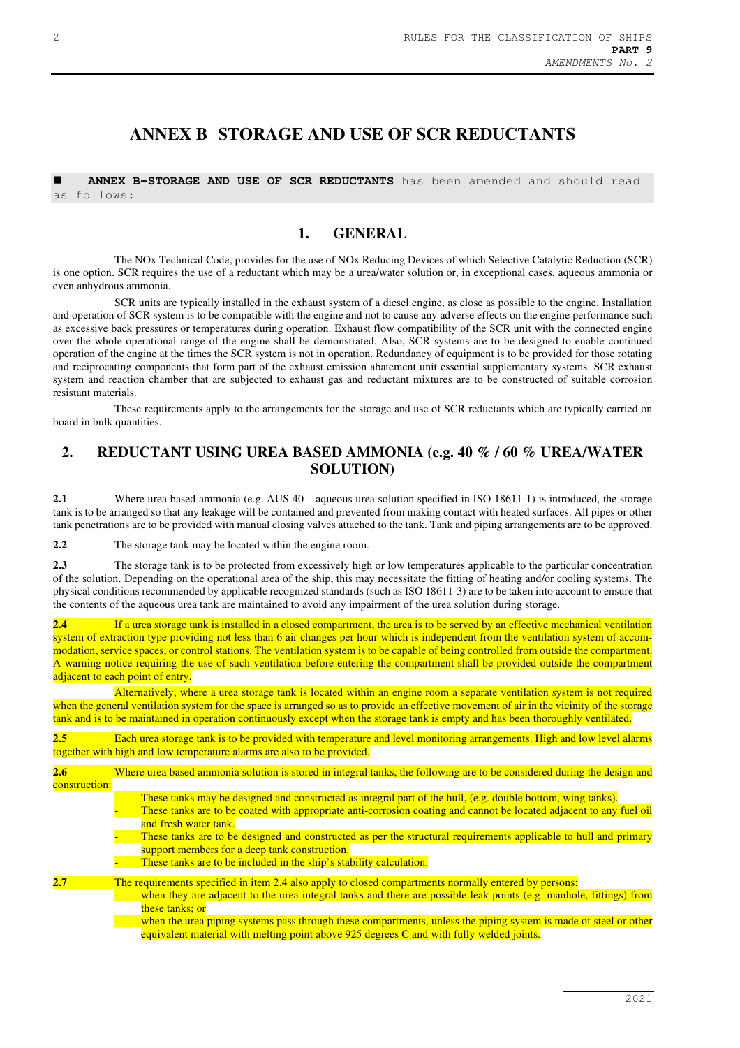# ANNEX B STORAGE AND USE OF SCR REDUCTANTS

■ **ANNEX B–STORAGE AND USE OF SCR REDUCTANTS** has been amended and should read as follows:

## 1. GENERAL

The NOx Technical Code, provides for the use of NOx Reducing Devices of which Selective Catalytic Reduction (SCR) is one option. SCR requires the use of a reductant which may be a urea/water solution or, in exceptional cases, aqueous ammonia or even anhydrous ammonia.

SCR units are typically installed in the exhaust system of a diesel engine, as close as possible to the engine. Installation and operation of SCR system is to be compatible with the engine and not to cause any adverse effects on the engine performance such as excessive back pressures or temperatures during operation. Exhaust flow compatibility of the SCR unit with the connected engine over the whole operational range of the engine shall be demonstrated. Also, SCR systems are to be designed to enable continued operation of the engine at the times the SCR system is not in operation. Redundancy of equipment is to be provided for those rotating and reciprocating components that form part of the exhaust emission abatement unit essential supplementary systems. SCR exhaust system and reaction chamber that are subjected to exhaust gas and reductant mixtures are to be constructed of suitable corrosion resistant materials.

These requirements apply to the arrangements for the storage and use of SCR reductants which are typically carried on board in bulk quantities.

## 2. REDUCTANT USING UREA BASED AMMONIA (e.g. 40 % / 60 % UREA/WATER SOLUTION)

**2.1** Where urea based ammonia (e.g. AUS 40 – aqueous urea solution specified in ISO 18611-1) is introduced, the storage tank is to be arranged so that any leakage will be contained and prevented from making contact with heated surfaces. All pipes or other tank penetrations are to be provided with manual closing valves attached to the tank. Tank and piping arrangements are to be approved.

**2.2** The storage tank may be located within the engine room.

**2.3** The storage tank is to be protected from excessively high or low temperatures applicable to the particular concentration of the solution. Depending on the operational area of the ship, this may necessitate the fitting of heating and/or cooling systems. The physical conditions recommended by applicable recognized standards (such as ISO 18611-3) are to be taken into account to ensure that the contents of the aqueous urea tank are maintained to avoid any impairment of the urea solution during storage.

**2.4** If a urea storage tank is installed in a closed compartment, the area is to be served by an effective mechanical ventilation system of extraction type providing not less than 6 air changes per hour which is independent from the ventilation system of accommodation, service spaces, or control stations. The ventilation system is to be capable of being controlled from outside the compartment. A warning notice requiring the use of such ventilation before entering the compartment shall be provided outside the compartment adjacent to each point of entry.

Alternatively, where a urea storage tank is located within an engine room a separate ventilation system is not required when the general ventilation system for the space is arranged so as to provide an effective movement of air in the vicinity of the storage tank and is to be maintained in operation continuously except when the storage tank is empty and has been thoroughly ventilated.

**2.5** Each urea storage tank is to be provided with temperature and level monitoring arrangements. High and low level alarms together with high and low temperature alarms are also to be provided.

**2.6** Where urea based ammonia solution is stored in integral tanks, the following are to be considered during the design and construction:

- These tanks may be designed and constructed as integral part of the hull, (e.g. double bottom, wing tanks).
- These tanks are to be coated with appropriate anti-corrosion coating and cannot be located adjacent to any fuel oil and fresh water tank.
- These tanks are to be designed and constructed as per the structural requirements applicable to hull and primary support members for a deep tank construction.
- These tanks are to be included in the ship's stability calculation.

**2.7** The requirements specified in item 2.4 also apply to closed compartments normally entered by persons:

- when they are adjacent to the urea integral tanks and there are possible leak points (e.g. manhole, fittings) from these tanks; or
- when the urea piping systems pass through these compartments, unless the piping system is made of steel or other equivalent material with melting point above 925 degrees C and with fully welded joints.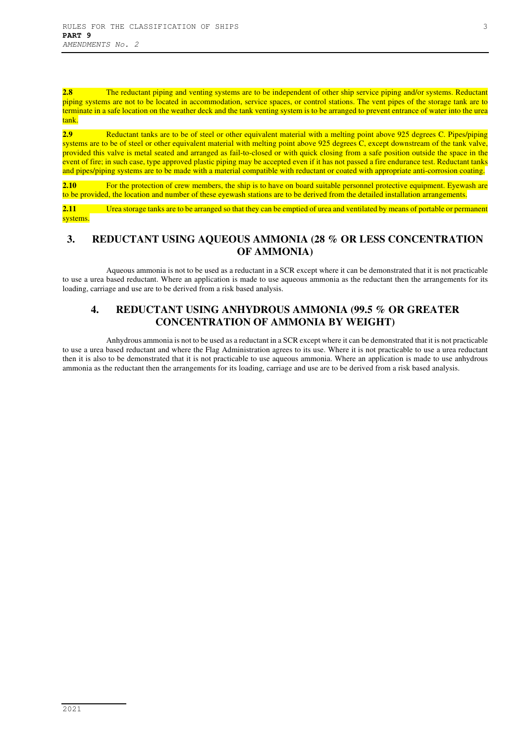**2.8** The reductant piping and venting systems are to be independent of other ship service piping and/or systems. Reductant piping systems are not to be located in accommodation, service spaces, or control stations. The vent pipes of the storage tank are to terminate in a safe location on the weather deck and the tank venting system is to be arranged to prevent entrance of water into the urea tank.

**2.9** Reductant tanks are to be of steel or other equivalent material with a melting point above 925 degrees C. Pipes/piping systems are to be of steel or other equivalent material with melting point above 925 degrees C, except downstream of the tank valve, provided this valve is metal seated and arranged as fail-to-closed or with quick closing from a safe position outside the space in the event of fire; in such case, type approved plastic piping may be accepted even if it has not passed a fire endurance test. Reductant tanks and pipes/piping systems are to be made with a material compatible with reductant or coated with appropriate anti-corrosion coating.

**2.10** For the protection of crew members, the ship is to have on board suitable personnel protective equipment. Eyewash are to be provided, the location and number of these eyewash stations are to be derived from the detailed installation arrangements.

**2.11** Urea storage tanks are to be arranged so that they can be emptied of urea and ventilated by means of portable or permanent systems.

## 3. REDUCTANT USING AQUEOUS AMMONIA (28 % OR LESS CONCENTRATION OF AMMONIA)

Aqueous ammonia is not to be used as a reductant in a SCR except where it can be demonstrated that it is not practicable to use a urea based reductant. Where an application is made to use aqueous ammonia as the reductant then the arrangements for its loading, carriage and use are to be derived from a risk based analysis.

## 4. REDUCTANT USING ANHYDROUS AMMONIA (99.5 % OR GREATER CONCENTRATION OF AMMONIA BY WEIGHT)

Anhydrous ammonia is not to be used as a reductant in a SCR except where it can be demonstrated that it is not practicable to use a urea based reductant and where the Flag Administration agrees to its use. Where it is not practicable to use a urea reductant then it is also to be demonstrated that it is not practicable to use aqueous ammonia. Where an application is made to use anhydrous ammonia as the reductant then the arrangements for its loading, carriage and use are to be derived from a risk based analysis.